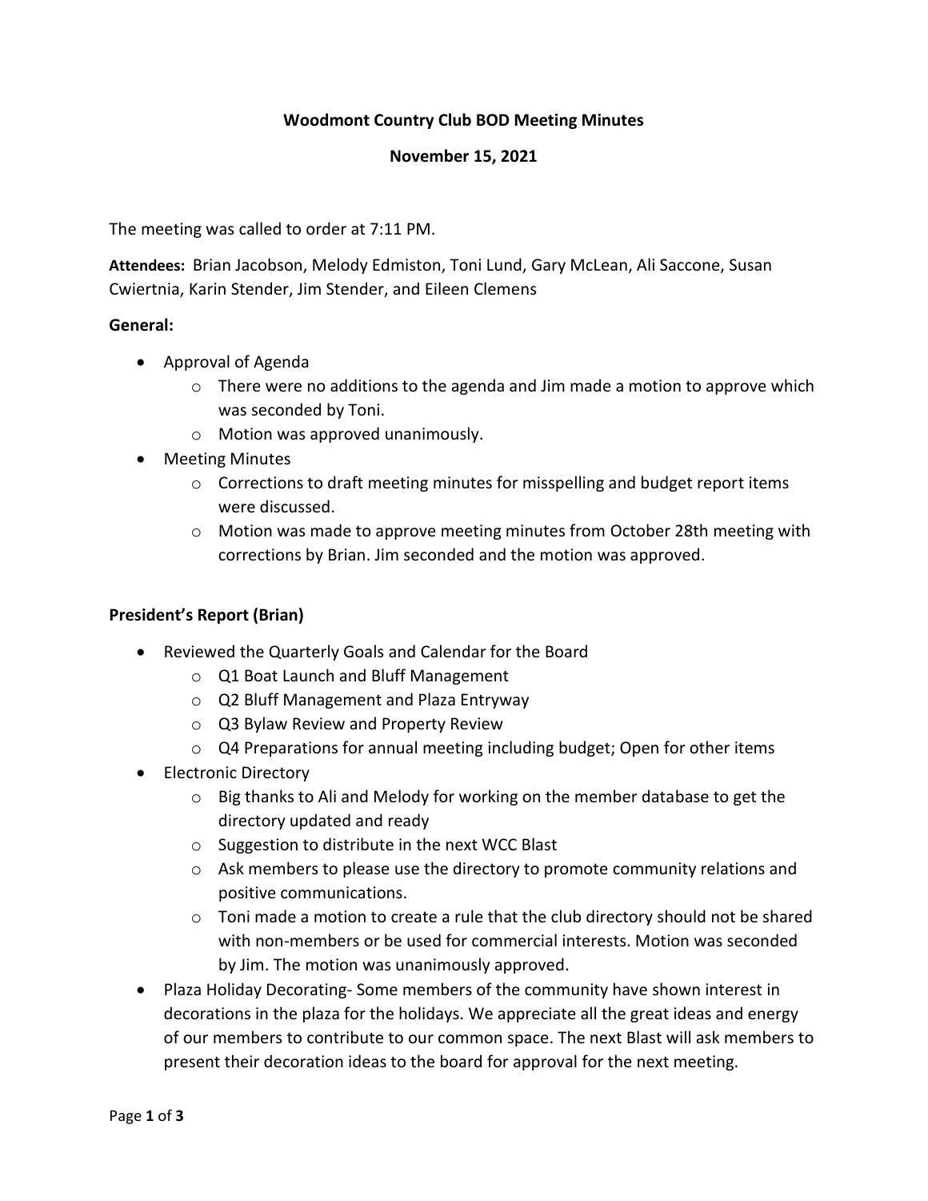**Woodmont Country Club BOD Meeting Minutes**

**November 15, 2021**

The meeting was called to order at 7:11 PM.

**Attendees:** Brian Jacobson, Melody Edmiston, Toni Lund, Gary McLean, Ali Saccone, Susan Cwiertnia, Karin Stender, Jim Stender, and Eileen Clemens

**General:**

- Approval of Agenda
  - There were no additions to the agenda and Jim made a motion to approve which was seconded by Toni.
  - Motion was approved unanimously.
- Meeting Minutes
  - Corrections to draft meeting minutes for misspelling and budget report items were discussed.
  - Motion was made to approve meeting minutes from October 28th meeting with corrections by Brian. Jim seconded and the motion was approved.

**President's Report (Brian)**

- Reviewed the Quarterly Goals and Calendar for the Board
  - Q1 Boat Launch and Bluff Management
  - Q2 Bluff Management and Plaza Entryway
  - Q3 Bylaw Review and Property Review
  - Q4 Preparations for annual meeting including budget; Open for other items
- Electronic Directory
  - Big thanks to Ali and Melody for working on the member database to get the directory updated and ready
  - Suggestion to distribute in the next WCC Blast
  - Ask members to please use the directory to promote community relations and positive communications.
  - Toni made a motion to create a rule that the club directory should not be shared with non-members or be used for commercial interests. Motion was seconded by Jim. The motion was unanimously approved.
- Plaza Holiday Decorating- Some members of the community have shown interest in decorations in the plaza for the holidays. We appreciate all the great ideas and energy of our members to contribute to our common space. The next Blast will ask members to present their decoration ideas to the board for approval for the next meeting.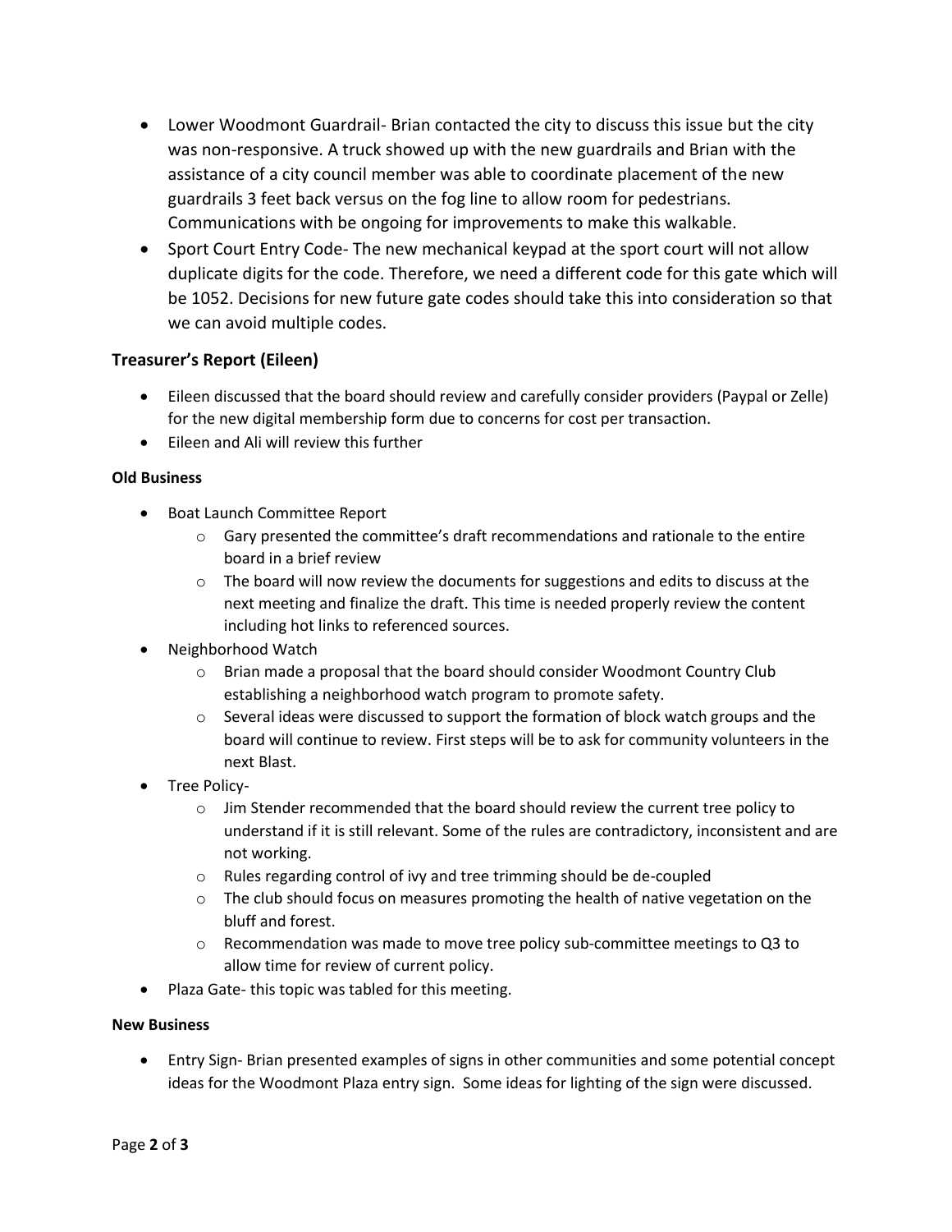- Lower Woodmont Guardrail- Brian contacted the city to discuss this issue but the city was non-responsive. A truck showed up with the new guardrails and Brian with the assistance of a city council member was able to coordinate placement of the new guardrails 3 feet back versus on the fog line to allow room for pedestrians. Communications with be ongoing for improvements to make this walkable.
- Sport Court Entry Code- The new mechanical keypad at the sport court will not allow duplicate digits for the code. Therefore, we need a different code for this gate which will be 1052. Decisions for new future gate codes should take this into consideration so that we can avoid multiple codes.

### Treasurer's Report (Eileen)

- Eileen discussed that the board should review and carefully consider providers (Paypal or Zelle) for the new digital membership form due to concerns for cost per transaction.
- Eileen and Ali will review this further

**Old Business**

- Boat Launch Committee Report
    - Gary presented the committee's draft recommendations and rationale to the entire board in a brief review
    - The board will now review the documents for suggestions and edits to discuss at the next meeting and finalize the draft. This time is needed properly review the content including hot links to referenced sources.
- Neighborhood Watch
    - Brian made a proposal that the board should consider Woodmont Country Club establishing a neighborhood watch program to promote safety.
    - Several ideas were discussed to support the formation of block watch groups and the board will continue to review. First steps will be to ask for community volunteers in the next Blast.
- Tree Policy-
    - Jim Stender recommended that the board should review the current tree policy to understand if it is still relevant. Some of the rules are contradictory, inconsistent and are not working.
    - Rules regarding control of ivy and tree trimming should be de-coupled
    - The club should focus on measures promoting the health of native vegetation on the bluff and forest.
    - Recommendation was made to move tree policy sub-committee meetings to Q3 to allow time for review of current policy.
- Plaza Gate- this topic was tabled for this meeting.

**New Business**

- Entry Sign- Brian presented examples of signs in other communities and some potential concept ideas for the Woodmont Plaza entry sign. Some ideas for lighting of the sign were discussed.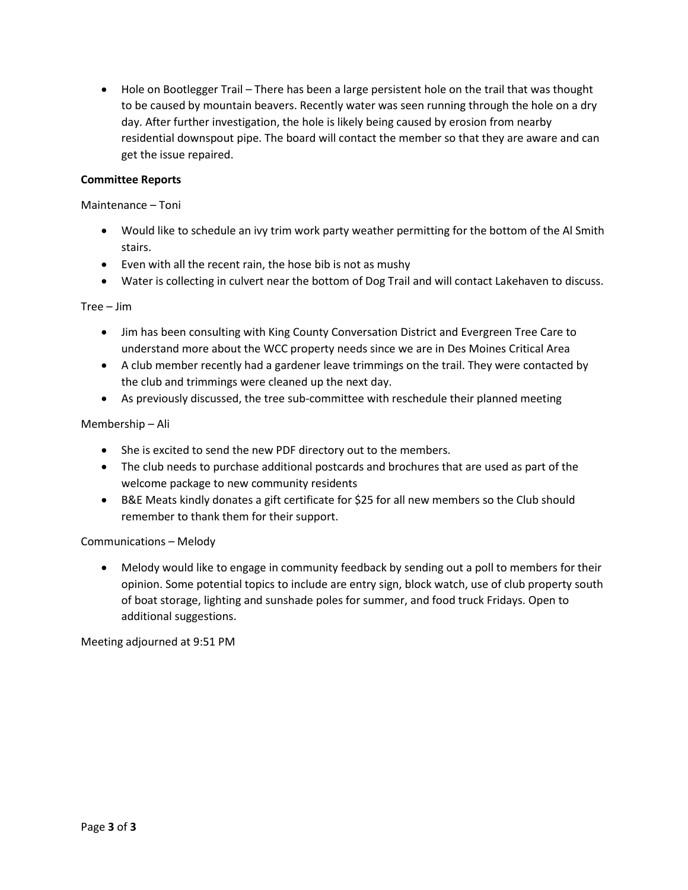- Hole on Bootlegger Trail – There has been a large persistent hole on the trail that was thought to be caused by mountain beavers. Recently water was seen running through the hole on a dry day. After further investigation, the hole is likely being caused by erosion from nearby residential downspout pipe. The board will contact the member so that they are aware and can get the issue repaired.

**Committee Reports**

Maintenance – Toni

- Would like to schedule an ivy trim work party weather permitting for the bottom of the Al Smith stairs.
- Even with all the recent rain, the hose bib is not as mushy
- Water is collecting in culvert near the bottom of Dog Trail and will contact Lakehaven to discuss.

Tree – Jim

- Jim has been consulting with King County Conversation District and Evergreen Tree Care to understand more about the WCC property needs since we are in Des Moines Critical Area
- A club member recently had a gardener leave trimmings on the trail. They were contacted by the club and trimmings were cleaned up the next day.
- As previously discussed, the tree sub-committee with reschedule their planned meeting

Membership – Ali

- She is excited to send the new PDF directory out to the members.
- The club needs to purchase additional postcards and brochures that are used as part of the welcome package to new community residents
- B&E Meats kindly donates a gift certificate for $25 for all new members so the Club should remember to thank them for their support.

Communications – Melody

- Melody would like to engage in community feedback by sending out a poll to members for their opinion. Some potential topics to include are entry sign, block watch, use of club property south of boat storage, lighting and sunshade poles for summer, and food truck Fridays. Open to additional suggestions.

Meeting adjourned at 9:51 PM